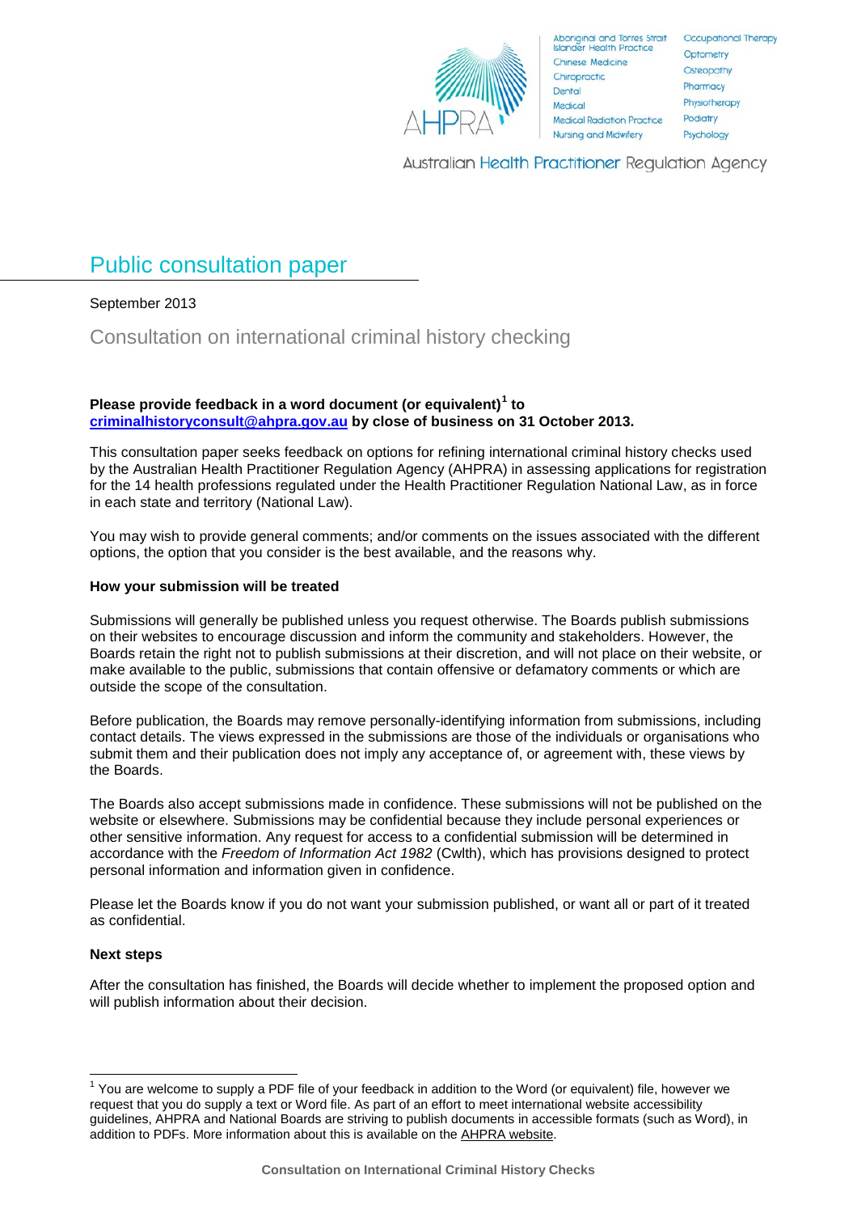Aboriginal and Torres Strait Islander Health Practice
Chinese Medicine
Chiropractic
Dental
Medical
Medical Radiation Practice
Nursing and Midwifery
Occupational Therapy
Optometry
Osteopathy
Pharmacy
Physiotherapy
Podiatry
Psychology

Australian Health Practitioner Regulation Agency

# Public consultation paper

September 2013

## Consultation on international criminal history checking

**Please provide feedback in a word document (or equivalent)[1] to criminalhistoryconsult@ahpra.gov.au by close of business on 31 October 2013.**

This consultation paper seeks feedback on options for refining international criminal history checks used by the Australian Health Practitioner Regulation Agency (AHPRA) in assessing applications for registration for the 14 health professions regulated under the Health Practitioner Regulation National Law, as in force in each state and territory (National Law).

You may wish to provide general comments; and/or comments on the issues associated with the different options, the option that you consider is the best available, and the reasons why.

**How your submission will be treated**

Submissions will generally be published unless you request otherwise. The Boards publish submissions on their websites to encourage discussion and inform the community and stakeholders. However, the Boards retain the right not to publish submissions at their discretion, and will not place on their website, or make available to the public, submissions that contain offensive or defamatory comments or which are outside the scope of the consultation.

Before publication, the Boards may remove personally-identifying information from submissions, including contact details. The views expressed in the submissions are those of the individuals or organisations who submit them and their publication does not imply any acceptance of, or agreement with, these views by the Boards.

The Boards also accept submissions made in confidence. These submissions will not be published on the website or elsewhere. Submissions may be confidential because they include personal experiences or other sensitive information. Any request for access to a confidential submission will be determined in accordance with the *Freedom of Information Act 1982* (Cwlth), which has provisions designed to protect personal information and information given in confidence.

Please let the Boards know if you do not want your submission published, or want all or part of it treated as confidential.

**Next steps**

After the consultation has finished, the Boards will decide whether to implement the proposed option and will publish information about their decision.

[1] You are welcome to supply a PDF file of your feedback in addition to the Word (or equivalent) file, however we request that you do supply a text or Word file. As part of an effort to meet international website accessibility guidelines, AHPRA and National Boards are striving to publish documents in accessible formats (such as Word), in addition to PDFs. More information about this is available on the AHPRA website.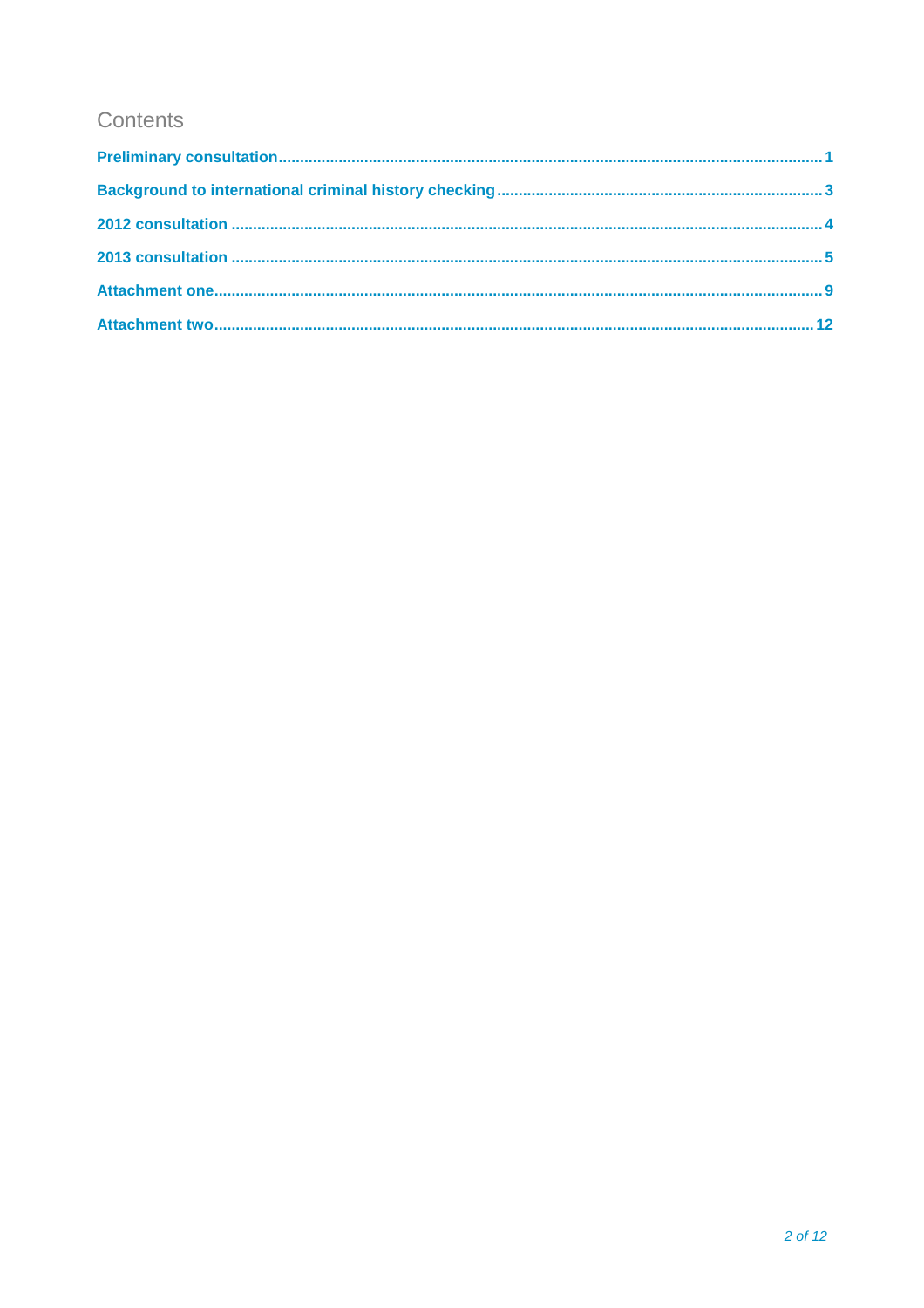# Contents

Preliminary consultation .......... 1

Background to international criminal history checking .......... 3

2012 consultation .......... 4

2013 consultation .......... 5

Attachment one .......... 9

Attachment two .......... 12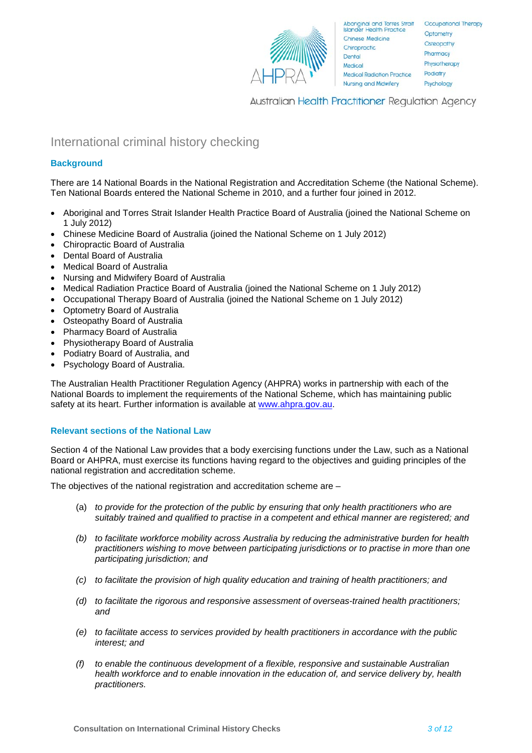# International criminal history checking

## Background

There are 14 National Boards in the National Registration and Accreditation Scheme (the National Scheme). Ten National Boards entered the National Scheme in 2010, and a further four joined in 2012.

- Aboriginal and Torres Strait Islander Health Practice Board of Australia (joined the National Scheme on 1 July 2012)
- Chinese Medicine Board of Australia (joined the National Scheme on 1 July 2012)
- Chiropractic Board of Australia
- Dental Board of Australia
- Medical Board of Australia
- Nursing and Midwifery Board of Australia
- Medical Radiation Practice Board of Australia (joined the National Scheme on 1 July 2012)
- Occupational Therapy Board of Australia (joined the National Scheme on 1 July 2012)
- Optometry Board of Australia
- Osteopathy Board of Australia
- Pharmacy Board of Australia
- Physiotherapy Board of Australia
- Podiatry Board of Australia, and
- Psychology Board of Australia.

The Australian Health Practitioner Regulation Agency (AHPRA) works in partnership with each of the National Boards to implement the requirements of the National Scheme, which has maintaining public safety at its heart. Further information is available at [www.ahpra.gov.au](http://www.ahpra.gov.au).

## Relevant sections of the National Law

Section 4 of the National Law provides that a body exercising functions under the Law, such as a National Board or AHPRA, must exercise its functions having regard to the objectives and guiding principles of the national registration and accreditation scheme.

The objectives of the national registration and accreditation scheme are –

(a) *to provide for the protection of the public by ensuring that only health practitioners who are suitably trained and qualified to practise in a competent and ethical manner are registered; and*

*(b) to facilitate workforce mobility across Australia by reducing the administrative burden for health practitioners wishing to move between participating jurisdictions or to practise in more than one participating jurisdiction; and*

*(c) to facilitate the provision of high quality education and training of health practitioners; and*

*(d) to facilitate the rigorous and responsive assessment of overseas-trained health practitioners; and*

*(e) to facilitate access to services provided by health practitioners in accordance with the public interest; and*

*(f) to enable the continuous development of a flexible, responsive and sustainable Australian health workforce and to enable innovation in the education of, and service delivery by, health practitioners.*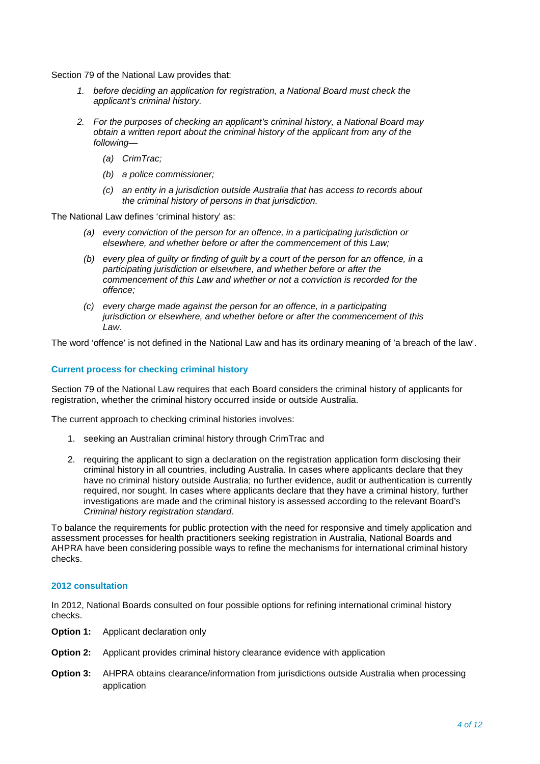Section 79 of the National Law provides that:

1. *before deciding an application for registration, a National Board must check the applicant's criminal history.*

2. *For the purposes of checking an applicant's criminal history, a National Board may obtain a written report about the criminal history of the applicant from any of the following—*

   *(a) CrimTrac;*

   *(b) a police commissioner;*

   *(c) an entity in a jurisdiction outside Australia that has access to records about the criminal history of persons in that jurisdiction.*

The National Law defines 'criminal history' as:

*(a) every conviction of the person for an offence, in a participating jurisdiction or elsewhere, and whether before or after the commencement of this Law;*

*(b) every plea of guilty or finding of guilt by a court of the person for an offence, in a participating jurisdiction or elsewhere, and whether before or after the commencement of this Law and whether or not a conviction is recorded for the offence;*

*(c) every charge made against the person for an offence, in a participating jurisdiction or elsewhere, and whether before or after the commencement of this Law.*

The word 'offence' is not defined in the National Law and has its ordinary meaning of 'a breach of the law'.

### Current process for checking criminal history

Section 79 of the National Law requires that each Board considers the criminal history of applicants for registration, whether the criminal history occurred inside or outside Australia.

The current approach to checking criminal histories involves:

1. seeking an Australian criminal history through CrimTrac and

2. requiring the applicant to sign a declaration on the registration application form disclosing their criminal history in all countries, including Australia. In cases where applicants declare that they have no criminal history outside Australia; no further evidence, audit or authentication is currently required, nor sought. In cases where applicants declare that they have a criminal history, further investigations are made and the criminal history is assessed according to the relevant Board's *Criminal history registration standard*.

To balance the requirements for public protection with the need for responsive and timely application and assessment processes for health practitioners seeking registration in Australia, National Boards and AHPRA have been considering possible ways to refine the mechanisms for international criminal history checks.

### 2012 consultation

In 2012, National Boards consulted on four possible options for refining international criminal history checks.

**Option 1:** Applicant declaration only

**Option 2:** Applicant provides criminal history clearance evidence with application

**Option 3:** AHPRA obtains clearance/information from jurisdictions outside Australia when processing application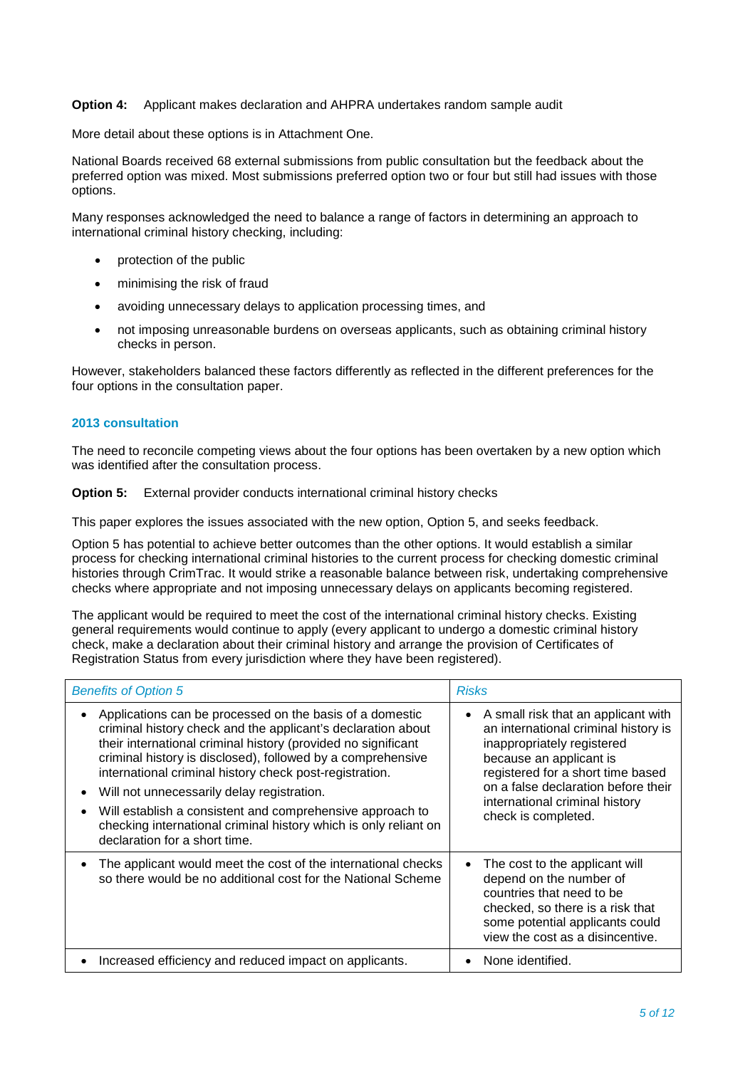**Option 4:** Applicant makes declaration and AHPRA undertakes random sample audit

More detail about these options is in Attachment One.

National Boards received 68 external submissions from public consultation but the feedback about the preferred option was mixed. Most submissions preferred option two or four but still had issues with those options.

Many responses acknowledged the need to balance a range of factors in determining an approach to international criminal history checking, including:

- protection of the public
- minimising the risk of fraud
- avoiding unnecessary delays to application processing times, and
- not imposing unreasonable burdens on overseas applicants, such as obtaining criminal history checks in person.

However, stakeholders balanced these factors differently as reflected in the different preferences for the four options in the consultation paper.

### 2013 consultation

The need to reconcile competing views about the four options has been overtaken by a new option which was identified after the consultation process.

**Option 5:** External provider conducts international criminal history checks

This paper explores the issues associated with the new option, Option 5, and seeks feedback.

Option 5 has potential to achieve better outcomes than the other options. It would establish a similar process for checking international criminal histories to the current process for checking domestic criminal histories through CrimTrac. It would strike a reasonable balance between risk, undertaking comprehensive checks where appropriate and not imposing unnecessary delays on applicants becoming registered.

The applicant would be required to meet the cost of the international criminal history checks. Existing general requirements would continue to apply (every applicant to undergo a domestic criminal history check, make a declaration about their criminal history and arrange the provision of Certificates of Registration Status from every jurisdiction where they have been registered).

| *Benefits of Option 5* | *Risks* |
| --- | --- |
| • Applications can be processed on the basis of a domestic criminal history check and the applicant's declaration about their international criminal history (provided no significant criminal history is disclosed), followed by a comprehensive international criminal history check post-registration.<br>• Will not unnecessarily delay registration.<br>• Will establish a consistent and comprehensive approach to checking international criminal history which is only reliant on declaration for a short time. | • A small risk that an applicant with an international criminal history is inappropriately registered because an applicant is registered for a short time based on a false declaration before their international criminal history check is completed. |
| • The applicant would meet the cost of the international checks so there would be no additional cost for the National Scheme | • The cost to the applicant will depend on the number of countries that need to be checked, so there is a risk that some potential applicants could view the cost as a disincentive. |
| • Increased efficiency and reduced impact on applicants. | • None identified. |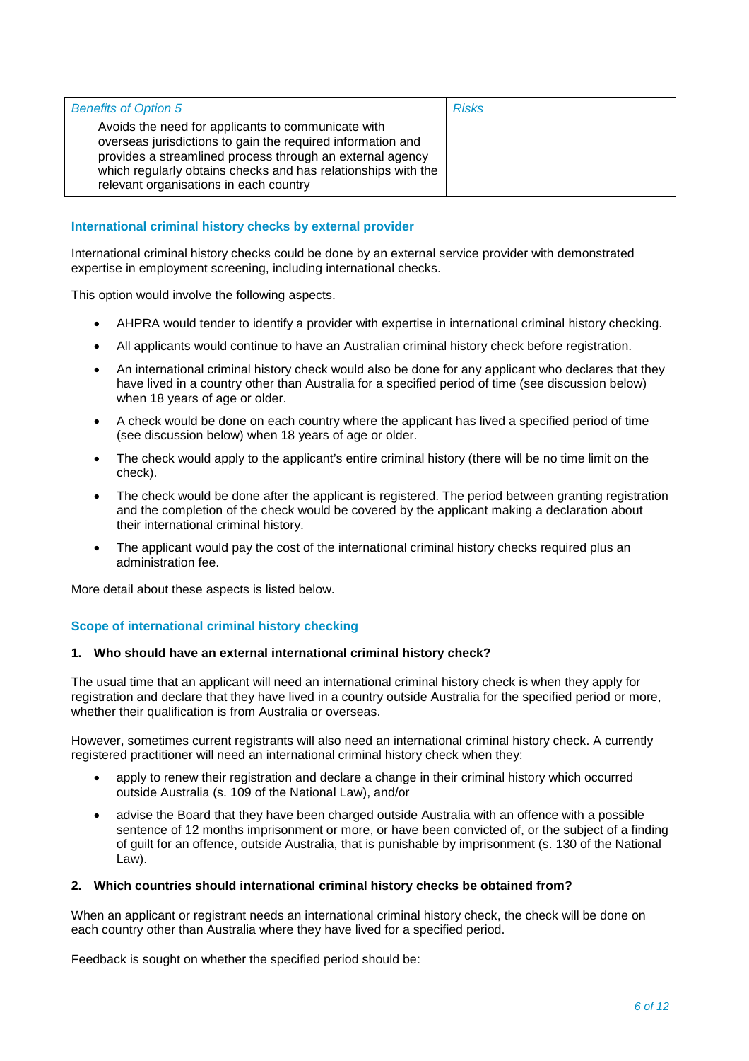| *Benefits of Option 5* | *Risks* |
| --- | --- |
| Avoids the need for applicants to communicate with overseas jurisdictions to gain the required information and provides a streamlined process through an external agency which regularly obtains checks and has relationships with the relevant organisations in each country | |

### International criminal history checks by external provider

International criminal history checks could be done by an external service provider with demonstrated expertise in employment screening, including international checks.

This option would involve the following aspects.

- AHPRA would tender to identify a provider with expertise in international criminal history checking.
- All applicants would continue to have an Australian criminal history check before registration.
- An international criminal history check would also be done for any applicant who declares that they have lived in a country other than Australia for a specified period of time (see discussion below) when 18 years of age or older.
- A check would be done on each country where the applicant has lived a specified period of time (see discussion below) when 18 years of age or older.
- The check would apply to the applicant's entire criminal history (there will be no time limit on the check).
- The check would be done after the applicant is registered. The period between granting registration and the completion of the check would be covered by the applicant making a declaration about their international criminal history.
- The applicant would pay the cost of the international criminal history checks required plus an administration fee.

More detail about these aspects is listed below.

### Scope of international criminal history checking

**1. Who should have an external international criminal history check?**

The usual time that an applicant will need an international criminal history check is when they apply for registration and declare that they have lived in a country outside Australia for the specified period or more, whether their qualification is from Australia or overseas.

However, sometimes current registrants will also need an international criminal history check. A currently registered practitioner will need an international criminal history check when they:

- apply to renew their registration and declare a change in their criminal history which occurred outside Australia (s. 109 of the National Law), and/or
- advise the Board that they have been charged outside Australia with an offence with a possible sentence of 12 months imprisonment or more, or have been convicted of, or the subject of a finding of guilt for an offence, outside Australia, that is punishable by imprisonment (s. 130 of the National Law).

**2. Which countries should international criminal history checks be obtained from?**

When an applicant or registrant needs an international criminal history check, the check will be done on each country other than Australia where they have lived for a specified period.

Feedback is sought on whether the specified period should be: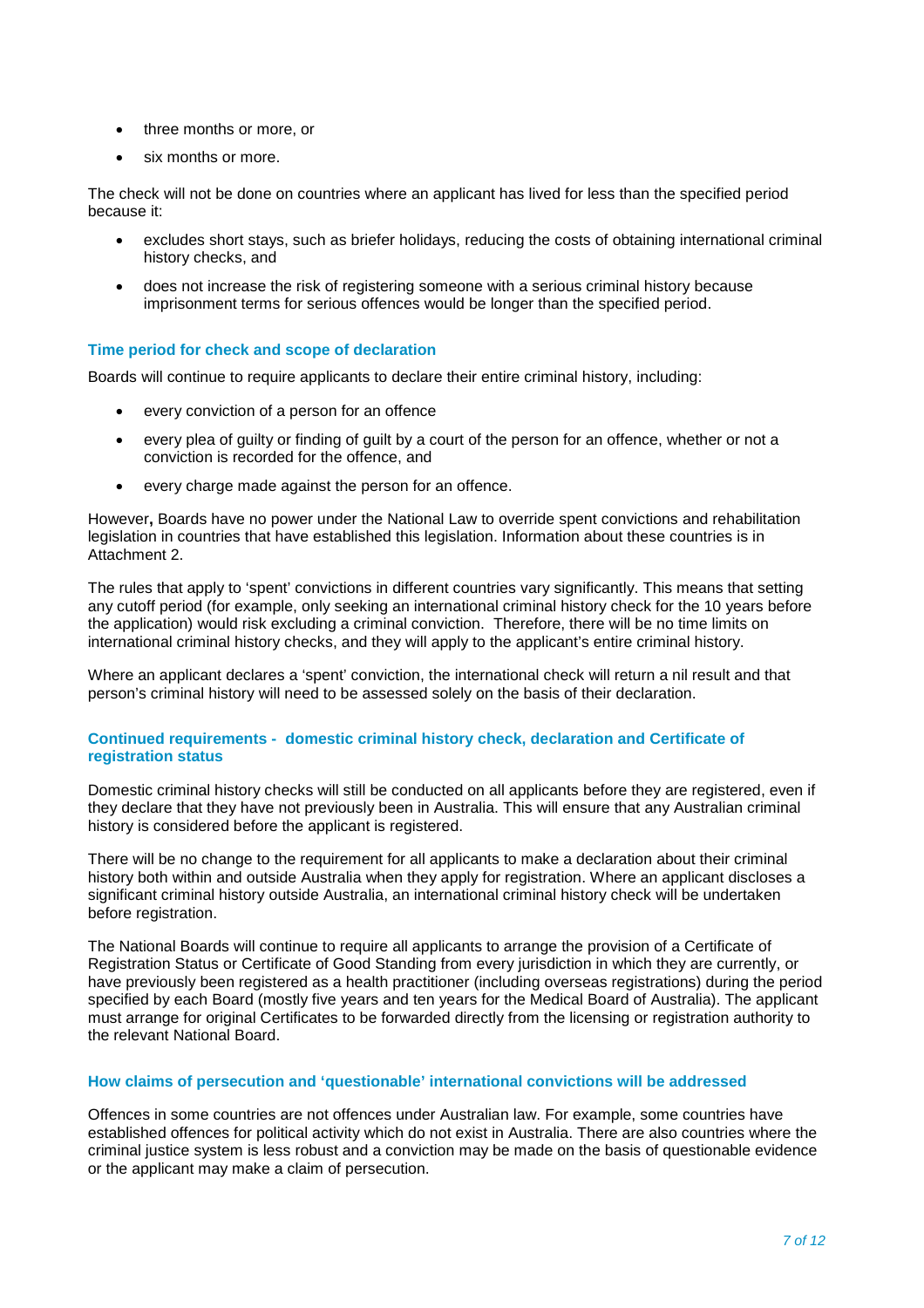- three months or more, or
- six months or more.

The check will not be done on countries where an applicant has lived for less than the specified period because it:

- excludes short stays, such as briefer holidays, reducing the costs of obtaining international criminal history checks, and
- does not increase the risk of registering someone with a serious criminal history because imprisonment terms for serious offences would be longer than the specified period.

### Time period for check and scope of declaration

Boards will continue to require applicants to declare their entire criminal history, including:

- every conviction of a person for an offence
- every plea of guilty or finding of guilt by a court of the person for an offence, whether or not a conviction is recorded for the offence, and
- every charge made against the person for an offence.

However**,** Boards have no power under the National Law to override spent convictions and rehabilitation legislation in countries that have established this legislation. Information about these countries is in Attachment 2.

The rules that apply to 'spent' convictions in different countries vary significantly. This means that setting any cutoff period (for example, only seeking an international criminal history check for the 10 years before the application) would risk excluding a criminal conviction. Therefore, there will be no time limits on international criminal history checks, and they will apply to the applicant's entire criminal history.

Where an applicant declares a 'spent' conviction, the international check will return a nil result and that person's criminal history will need to be assessed solely on the basis of their declaration.

### Continued requirements - domestic criminal history check, declaration and Certificate of registration status

Domestic criminal history checks will still be conducted on all applicants before they are registered, even if they declare that they have not previously been in Australia. This will ensure that any Australian criminal history is considered before the applicant is registered.

There will be no change to the requirement for all applicants to make a declaration about their criminal history both within and outside Australia when they apply for registration. Where an applicant discloses a significant criminal history outside Australia, an international criminal history check will be undertaken before registration.

The National Boards will continue to require all applicants to arrange the provision of a Certificate of Registration Status or Certificate of Good Standing from every jurisdiction in which they are currently, or have previously been registered as a health practitioner (including overseas registrations) during the period specified by each Board (mostly five years and ten years for the Medical Board of Australia). The applicant must arrange for original Certificates to be forwarded directly from the licensing or registration authority to the relevant National Board.

### How claims of persecution and 'questionable' international convictions will be addressed

Offences in some countries are not offences under Australian law. For example, some countries have established offences for political activity which do not exist in Australia. There are also countries where the criminal justice system is less robust and a conviction may be made on the basis of questionable evidence or the applicant may make a claim of persecution.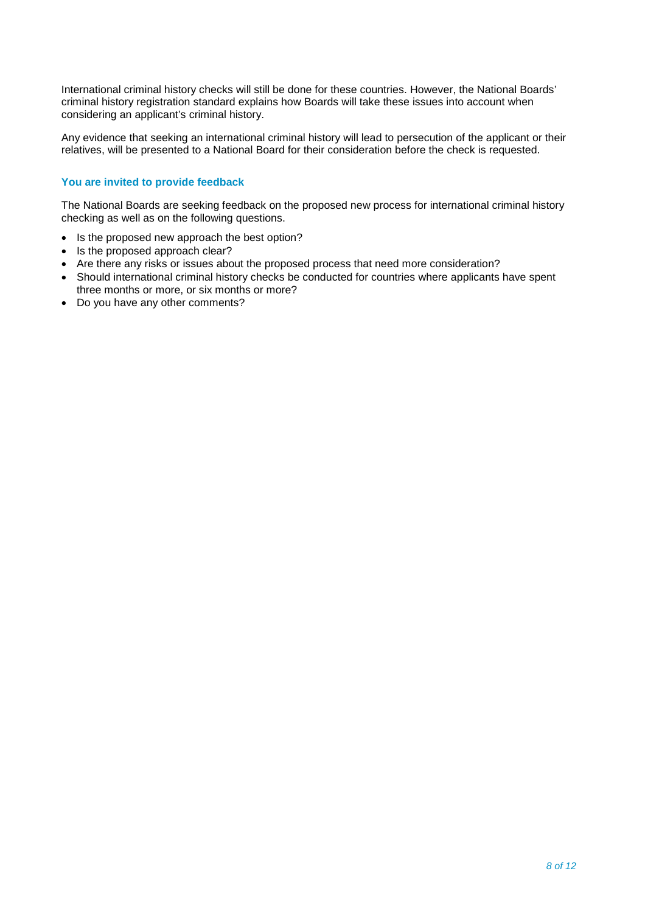International criminal history checks will still be done for these countries. However, the National Boards' criminal history registration standard explains how Boards will take these issues into account when considering an applicant's criminal history.

Any evidence that seeking an international criminal history will lead to persecution of the applicant or their relatives, will be presented to a National Board for their consideration before the check is requested.

### You are invited to provide feedback

The National Boards are seeking feedback on the proposed new process for international criminal history checking as well as on the following questions.

- Is the proposed new approach the best option?
- Is the proposed approach clear?
- Are there any risks or issues about the proposed process that need more consideration?
- Should international criminal history checks be conducted for countries where applicants have spent three months or more, or six months or more?
- Do you have any other comments?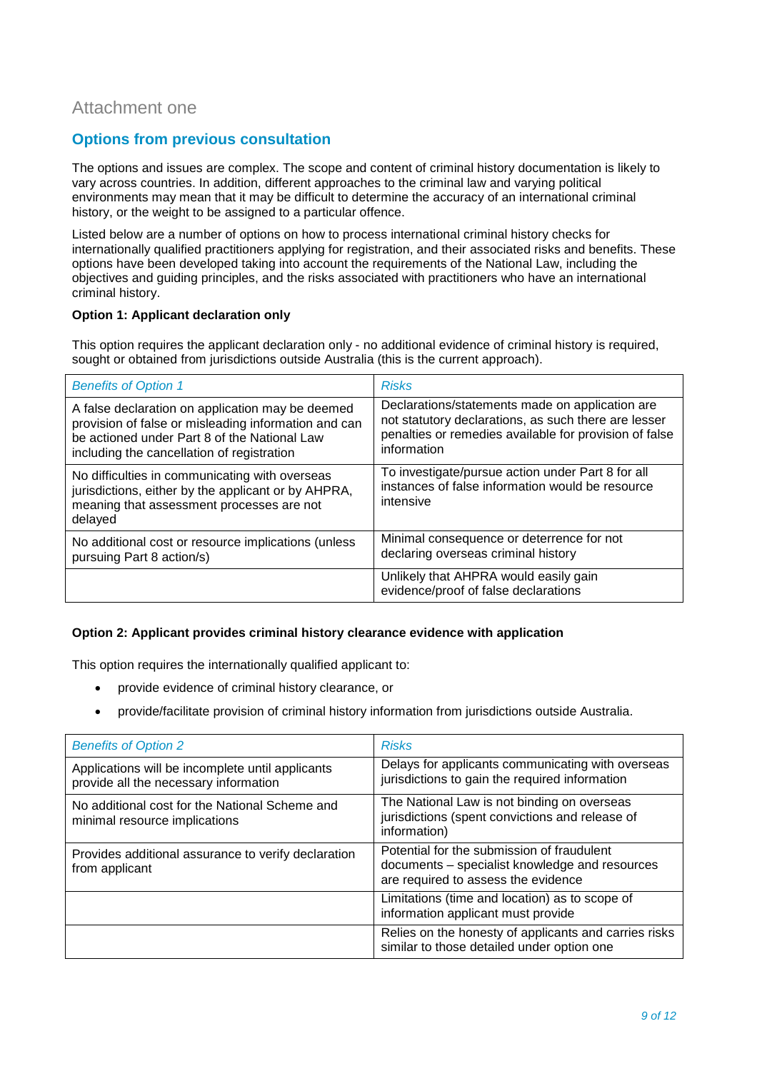# Attachment one

## Options from previous consultation

The options and issues are complex. The scope and content of criminal history documentation is likely to vary across countries. In addition, different approaches to the criminal law and varying political environments may mean that it may be difficult to determine the accuracy of an international criminal history, or the weight to be assigned to a particular offence.

Listed below are a number of options on how to process international criminal history checks for internationally qualified practitioners applying for registration, and their associated risks and benefits. These options have been developed taking into account the requirements of the National Law, including the objectives and guiding principles, and the risks associated with practitioners who have an international criminal history.

**Option 1: Applicant declaration only**

This option requires the applicant declaration only - no additional evidence of criminal history is required, sought or obtained from jurisdictions outside Australia (this is the current approach).

| *Benefits of Option 1* | *Risks* |
|---|---|
| A false declaration on application may be deemed provision of false or misleading information and can be actioned under Part 8 of the National Law including the cancellation of registration | Declarations/statements made on application are not statutory declarations, as such there are lesser penalties or remedies available for provision of false information |
| No difficulties in communicating with overseas jurisdictions, either by the applicant or by AHPRA, meaning that assessment processes are not delayed | To investigate/pursue action under Part 8 for all instances of false information would be resource intensive |
| No additional cost or resource implications (unless pursuing Part 8 action/s) | Minimal consequence or deterrence for not declaring overseas criminal history |
| | Unlikely that AHPRA would easily gain evidence/proof of false declarations |

**Option 2: Applicant provides criminal history clearance evidence with application**

This option requires the internationally qualified applicant to:

- provide evidence of criminal history clearance, or
- provide/facilitate provision of criminal history information from jurisdictions outside Australia.

| *Benefits of Option 2* | *Risks* |
|---|---|
| Applications will be incomplete until applicants provide all the necessary information | Delays for applicants communicating with overseas jurisdictions to gain the required information |
| No additional cost for the National Scheme and minimal resource implications | The National Law is not binding on overseas jurisdictions (spent convictions and release of information) |
| Provides additional assurance to verify declaration from applicant | Potential for the submission of fraudulent documents – specialist knowledge and resources are required to assess the evidence |
| | Limitations (time and location) as to scope of information applicant must provide |
| | Relies on the honesty of applicants and carries risks similar to those detailed under option one |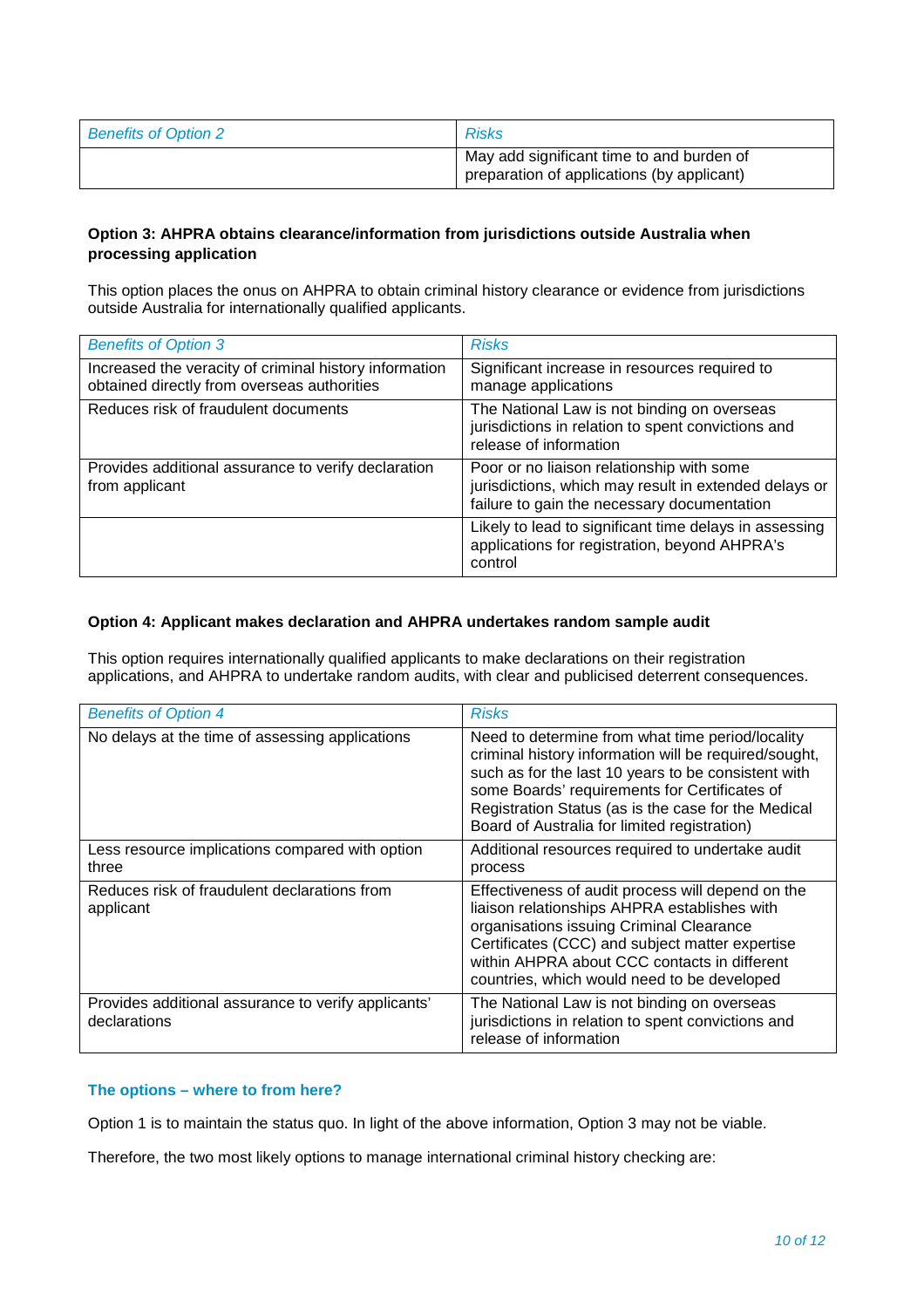| *Benefits of Option 2* | *Risks* |
|---|---|
| | May add significant time to and burden of preparation of applications (by applicant) |

**Option 3: AHPRA obtains clearance/information from jurisdictions outside Australia when processing application**

This option places the onus on AHPRA to obtain criminal history clearance or evidence from jurisdictions outside Australia for internationally qualified applicants.

| *Benefits of Option 3* | *Risks* |
|---|---|
| Increased the veracity of criminal history information obtained directly from overseas authorities | Significant increase in resources required to manage applications |
| Reduces risk of fraudulent documents | The National Law is not binding on overseas jurisdictions in relation to spent convictions and release of information |
| Provides additional assurance to verify declaration from applicant | Poor or no liaison relationship with some jurisdictions, which may result in extended delays or failure to gain the necessary documentation |
| | Likely to lead to significant time delays in assessing applications for registration, beyond AHPRA's control |

**Option 4: Applicant makes declaration and AHPRA undertakes random sample audit**

This option requires internationally qualified applicants to make declarations on their registration applications, and AHPRA to undertake random audits, with clear and publicised deterrent consequences.

| *Benefits of Option 4* | *Risks* |
|---|---|
| No delays at the time of assessing applications | Need to determine from what time period/locality criminal history information will be required/sought, such as for the last 10 years to be consistent with some Boards' requirements for Certificates of Registration Status (as is the case for the Medical Board of Australia for limited registration) |
| Less resource implications compared with option three | Additional resources required to undertake audit process |
| Reduces risk of fraudulent declarations from applicant | Effectiveness of audit process will depend on the liaison relationships AHPRA establishes with organisations issuing Criminal Clearance Certificates (CCC) and subject matter expertise within AHPRA about CCC contacts in different countries, which would need to be developed |
| Provides additional assurance to verify applicants' declarations | The National Law is not binding on overseas jurisdictions in relation to spent convictions and release of information |

### The options – where to from here?

Option 1 is to maintain the status quo. In light of the above information, Option 3 may not be viable.

Therefore, the two most likely options to manage international criminal history checking are: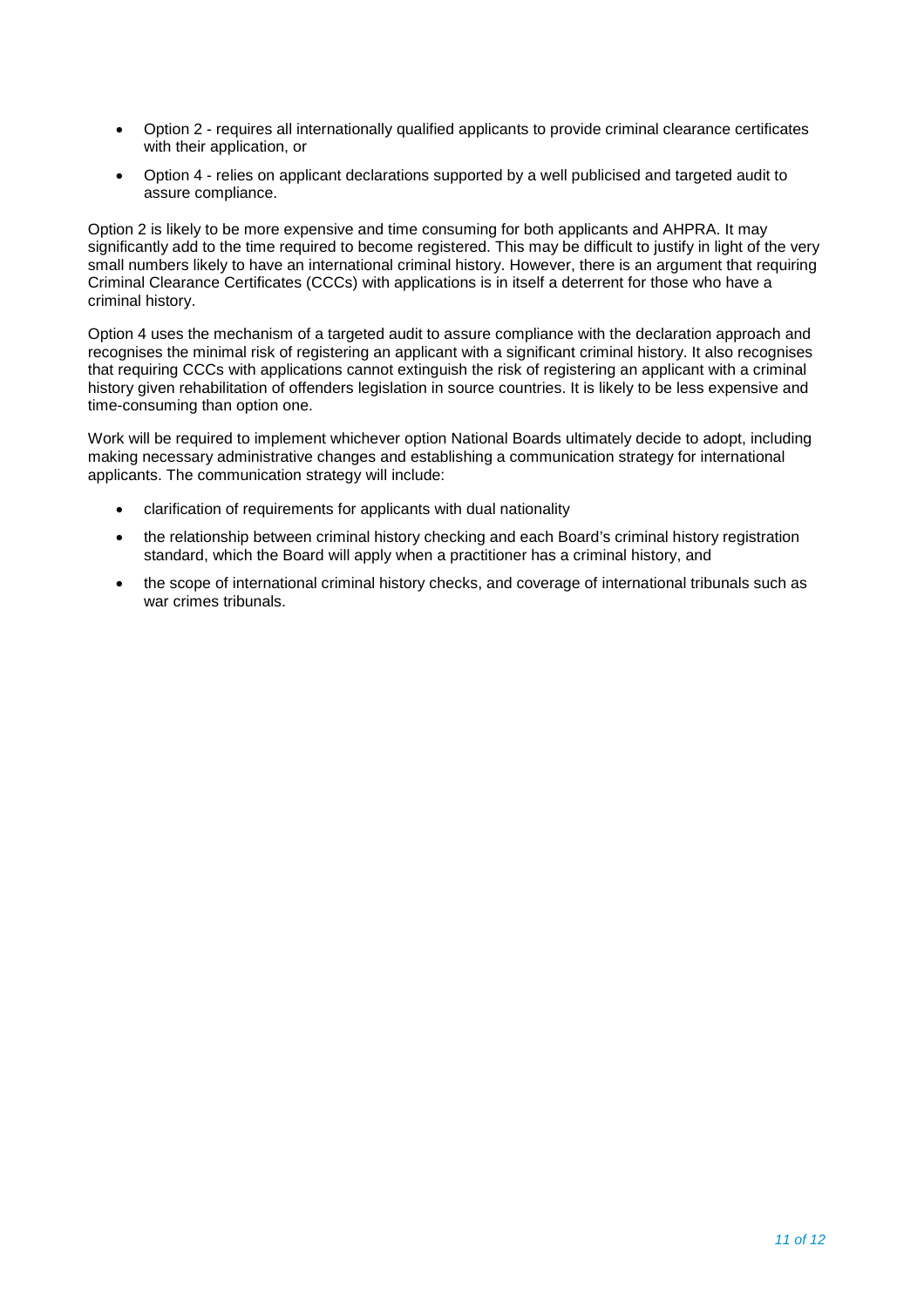- Option 2 - requires all internationally qualified applicants to provide criminal clearance certificates with their application, or
- Option 4 - relies on applicant declarations supported by a well publicised and targeted audit to assure compliance.

Option 2 is likely to be more expensive and time consuming for both applicants and AHPRA. It may significantly add to the time required to become registered. This may be difficult to justify in light of the very small numbers likely to have an international criminal history. However, there is an argument that requiring Criminal Clearance Certificates (CCCs) with applications is in itself a deterrent for those who have a criminal history.

Option 4 uses the mechanism of a targeted audit to assure compliance with the declaration approach and recognises the minimal risk of registering an applicant with a significant criminal history. It also recognises that requiring CCCs with applications cannot extinguish the risk of registering an applicant with a criminal history given rehabilitation of offenders legislation in source countries. It is likely to be less expensive and time-consuming than option one.

Work will be required to implement whichever option National Boards ultimately decide to adopt, including making necessary administrative changes and establishing a communication strategy for international applicants. The communication strategy will include:

- clarification of requirements for applicants with dual nationality
- the relationship between criminal history checking and each Board's criminal history registration standard, which the Board will apply when a practitioner has a criminal history, and
- the scope of international criminal history checks, and coverage of international tribunals such as war crimes tribunals.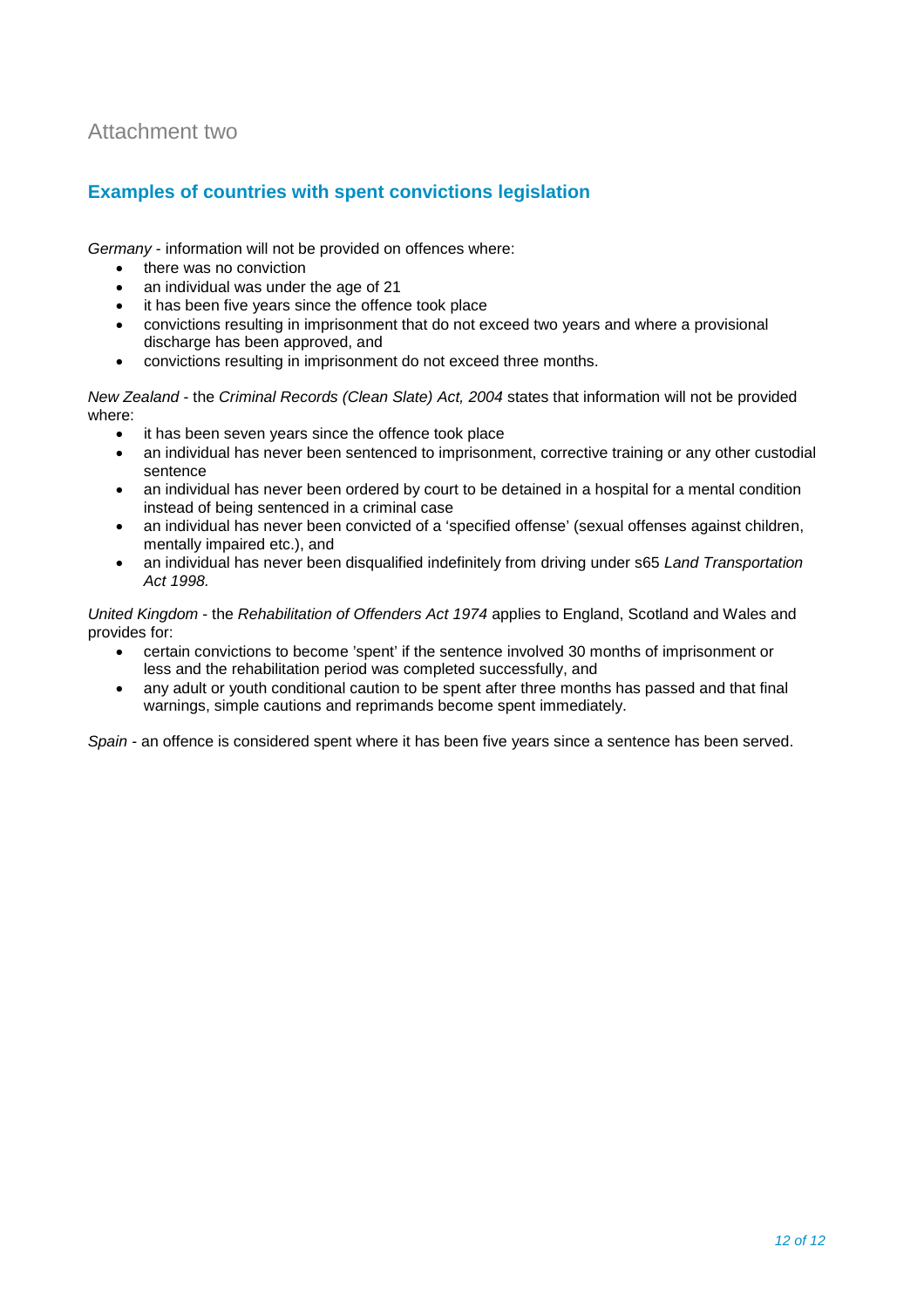# Attachment two

## Examples of countries with spent convictions legislation

*Germany* - information will not be provided on offences where:

- there was no conviction
- an individual was under the age of 21
- it has been five years since the offence took place
- convictions resulting in imprisonment that do not exceed two years and where a provisional discharge has been approved, and
- convictions resulting in imprisonment do not exceed three months.

*New Zealand* - the *Criminal Records (Clean Slate) Act, 2004* states that information will not be provided where:

- it has been seven years since the offence took place
- an individual has never been sentenced to imprisonment, corrective training or any other custodial sentence
- an individual has never been ordered by court to be detained in a hospital for a mental condition instead of being sentenced in a criminal case
- an individual has never been convicted of a 'specified offense' (sexual offenses against children, mentally impaired etc.), and
- an individual has never been disqualified indefinitely from driving under s65 *Land Transportation Act 1998.*

*United Kingdom* - the *Rehabilitation of Offenders Act 1974* applies to England, Scotland and Wales and provides for:

- certain convictions to become 'spent' if the sentence involved 30 months of imprisonment or less and the rehabilitation period was completed successfully, and
- any adult or youth conditional caution to be spent after three months has passed and that final warnings, simple cautions and reprimands become spent immediately.

*Spain* - an offence is considered spent where it has been five years since a sentence has been served.